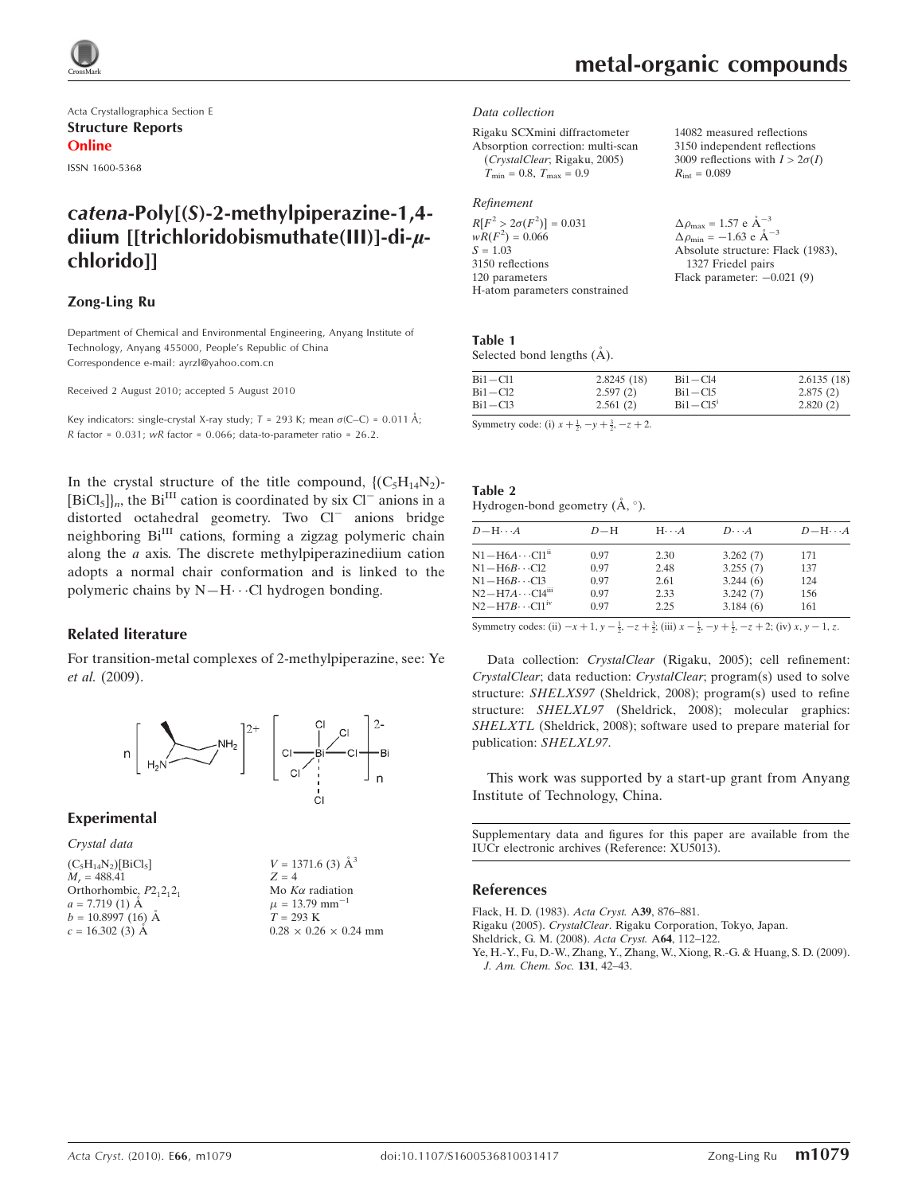Acta Crystallographica Section E
**Structure Reports**
**Online**

ISSN 1600-5368

# *catena*-Poly[(*S*)-2-methylpiperazine-1,4-diium [[trichloridobismuthate(III)]-di-μ-chlorido]]

**Zong-Ling Ru**

Department of Chemical and Environmental Engineering, Anyang Institute of Technology, Anyang 455000, People's Republic of China
Correspondence e-mail: ayrzl@yahoo.com.cn

Received 2 August 2010; accepted 5 August 2010

Key indicators: single-crystal X-ray study; $T$ = 293 K; mean σ(C–C) = 0.011 Å; $R$ factor = 0.031; $wR$ factor = 0.066; data-to-parameter ratio = 26.2.

In the crystal structure of the title compound, $\{(C_5H_{14}N_2)[BiCl_5]\}_n$, the $Bi^{III}$ cation is coordinated by six $Cl^-$ anions in a distorted octahedral geometry. Two $Cl^-$ anions bridge neighboring $Bi^{III}$ cations, forming a zigzag polymeric chain along the *a* axis. The discrete methylpiperazinediium cation adopts a normal chair conformation and is linked to the polymeric chains by N—H···Cl hydrogen bonding.

## Related literature

For transition-metal complexes of 2-methylpiperazine, see: Ye *et al.* (2009).

## Experimental

### Crystal data

$(C_5H_{14}N_2)[BiCl_5]$
$M_r$ = 488.41
Orthorhombic, $P2_12_12_1$
$a$ = 7.719 (1) Å
$b$ = 10.8997 (16) Å
$c$ = 16.302 (3) Å
$V$ = 1371.6 (3) Å$^3$
$Z$ = 4
Mo $K\alpha$ radiation
$\mu$ = 13.79 mm$^{-1}$
$T$ = 293 K
0.28 × 0.26 × 0.24 mm

### Data collection

Rigaku SCXmini diffractometer
Absorption correction: multi-scan (*CrystalClear*; Rigaku, 2005)
$T_{min}$ = 0.8, $T_{max}$ = 0.9
14082 measured reflections
3150 independent reflections
3009 reflections with $I > 2\sigma(I)$
$R_{int}$ = 0.089

### Refinement

$R[F^2 > 2\sigma(F^2)]$ = 0.031
$wR(F^2)$ = 0.066
$S$ = 1.03
3150 reflections
120 parameters
H-atom parameters constrained
$\Delta\rho_{max}$ = 1.57 e Å$^{-3}$
$\Delta\rho_{min}$ = −1.63 e Å$^{-3}$
Absolute structure: Flack (1983), 1327 Friedel pairs
Flack parameter: −0.021 (9)

**Table 1**
Selected bond lengths (Å).

| | | | |
|---|---|---|---|
| Bi1—Cl1 | 2.8245 (18) | Bi1—Cl4 | 2.6135 (18) |
| Bi1—Cl2 | 2.597 (2) | Bi1—Cl5 | 2.875 (2) |
| Bi1—Cl3 | 2.561 (2) | Bi1—Cl5$^{i}$ | 2.820 (2) |

Symmetry code: (i) $x+\frac{1}{2}, -y+\frac{3}{2}, -z+2$.

**Table 2**
Hydrogen-bond geometry (Å, °).

| $D$—H···$A$ | $D$—H | H···$A$ | $D$···$A$ | $D$—H···$A$ |
|---|---|---|---|---|
| N1—H6A···Cl1$^{ii}$ | 0.97 | 2.30 | 3.262 (7) | 171 |
| N1—H6B···Cl2 | 0.97 | 2.48 | 3.255 (7) | 137 |
| N1—H6B···Cl3 | 0.97 | 2.61 | 3.244 (6) | 124 |
| N2—H7A···Cl4$^{iii}$ | 0.97 | 2.33 | 3.242 (7) | 156 |
| N2—H7B···Cl1$^{iv}$ | 0.97 | 2.25 | 3.184 (6) | 161 |

Symmetry codes: (ii) $-x+1, y-\frac{1}{2}, -z+\frac{3}{2}$; (iii) $x-\frac{1}{2}, -y+\frac{1}{2}, -z+2$; (iv) $x, y-1, z$.

Data collection: *CrystalClear* (Rigaku, 2005); cell refinement: *CrystalClear*; data reduction: *CrystalClear*; program(s) used to solve structure: *SHELXS97* (Sheldrick, 2008); program(s) used to refine structure: *SHELXL97* (Sheldrick, 2008); molecular graphics: *SHELXTL* (Sheldrick, 2008); software used to prepare material for publication: *SHELXL97*.

This work was supported by a start-up grant from Anyang Institute of Technology, China.

Supplementary data and figures for this paper are available from the IUCr electronic archives (Reference: XU5013).

## References

Flack, H. D. (1983). *Acta Cryst.* A**39**, 876–881.
Rigaku (2005). *CrystalClear*. Rigaku Corporation, Tokyo, Japan.
Sheldrick, G. M. (2008). *Acta Cryst.* A**64**, 112–122.
Ye, H.-Y., Fu, D.-W., Zhang, Y., Zhang, W., Xiong, R.-G. & Huang, S. D. (2009). *J. Am. Chem. Soc.* **131**, 42–43.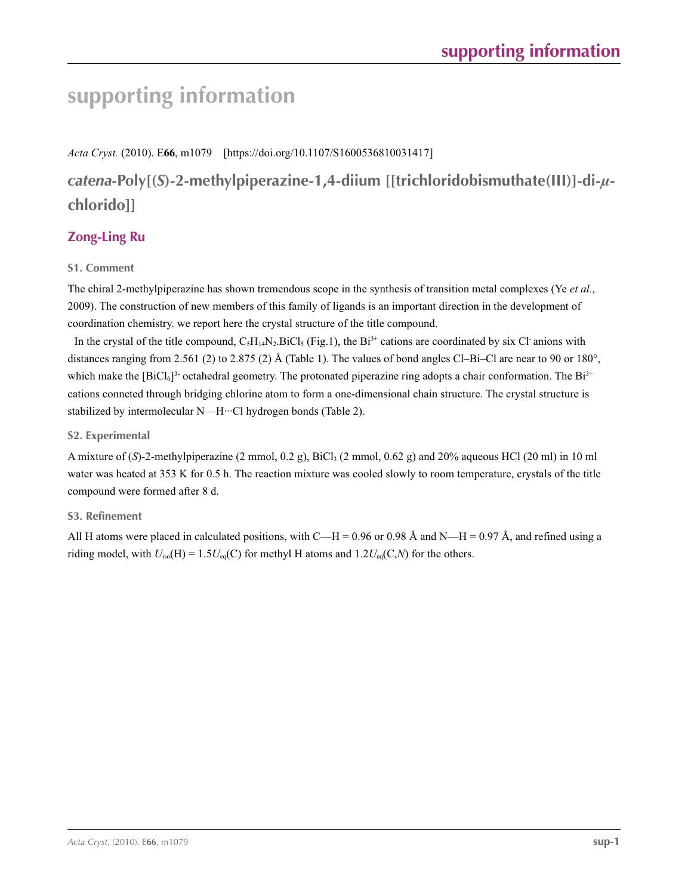# supporting information

*Acta Cryst.* (2010). E**66**, m1079 [https://doi.org/10.1107/S1600536810031417]

## *catena*-Poly[(*S*)-2-methylpiperazine-1,4-diium [[trichloridobismuthate(III)]-di-$\mu$-chlorido]]

### Zong-Ling Ru

#### S1. Comment

The chiral 2-methylpiperazine has shown tremendous scope in the synthesis of transition metal complexes (Ye *et al.*, 2009). The construction of new members of this family of ligands is an important direction in the development of coordination chemistry. we report here the crystal structure of the title compound.

In the crystal of the title compound, $C_5H_{14}N_2.BiCl_5$ (Fig.1), the $Bi^{3+}$ cations are coordinated by six $Cl^-$ anions with distances ranging from 2.561 (2) to 2.875 (2) Å (Table 1). The values of bond angles Cl–Bi–Cl are near to 90 or 180°, which make the $[BiCl_6]^{3-}$ octahedral geometry. The protonated piperazine ring adopts a chair conformation. The $Bi^{3+}$ cations conneted through bridging chlorine atom to form a one-dimensional chain structure. The crystal structure is stabilized by intermolecular N—H···Cl hydrogen bonds (Table 2).

#### S2. Experimental

A mixture of (*S*)-2-methylpiperazine (2 mmol, 0.2 g), $BiCl_3$ (2 mmol, 0.62 g) and 20% aqueous HCl (20 ml) in 10 ml water was heated at 353 K for 0.5 h. The reaction mixture was cooled slowly to room temperature, crystals of the title compound were formed after 8 d.

#### S3. Refinement

All H atoms were placed in calculated positions, with C—H = 0.96 or 0.98 Å and N—H = 0.97 Å, and refined using a riding model, with $U_{iso}(H) = 1.5U_{eq}(C)$ for methyl H atoms and $1.2U_{eq}(C,N)$ for the others.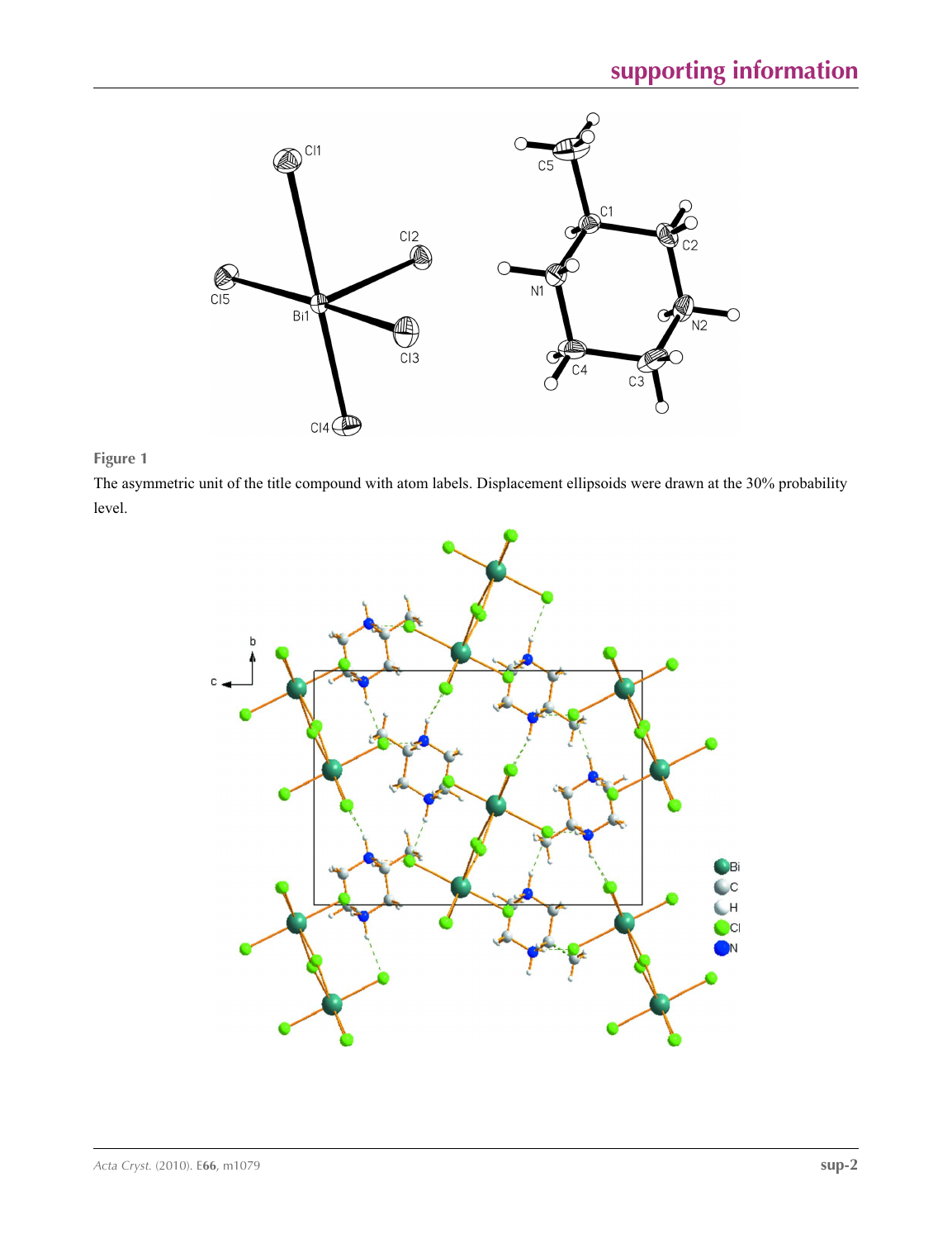**Figure 1**

The asymmetric unit of the title compound with atom labels. Displacement ellipsoids were drawn at the 30% probability level.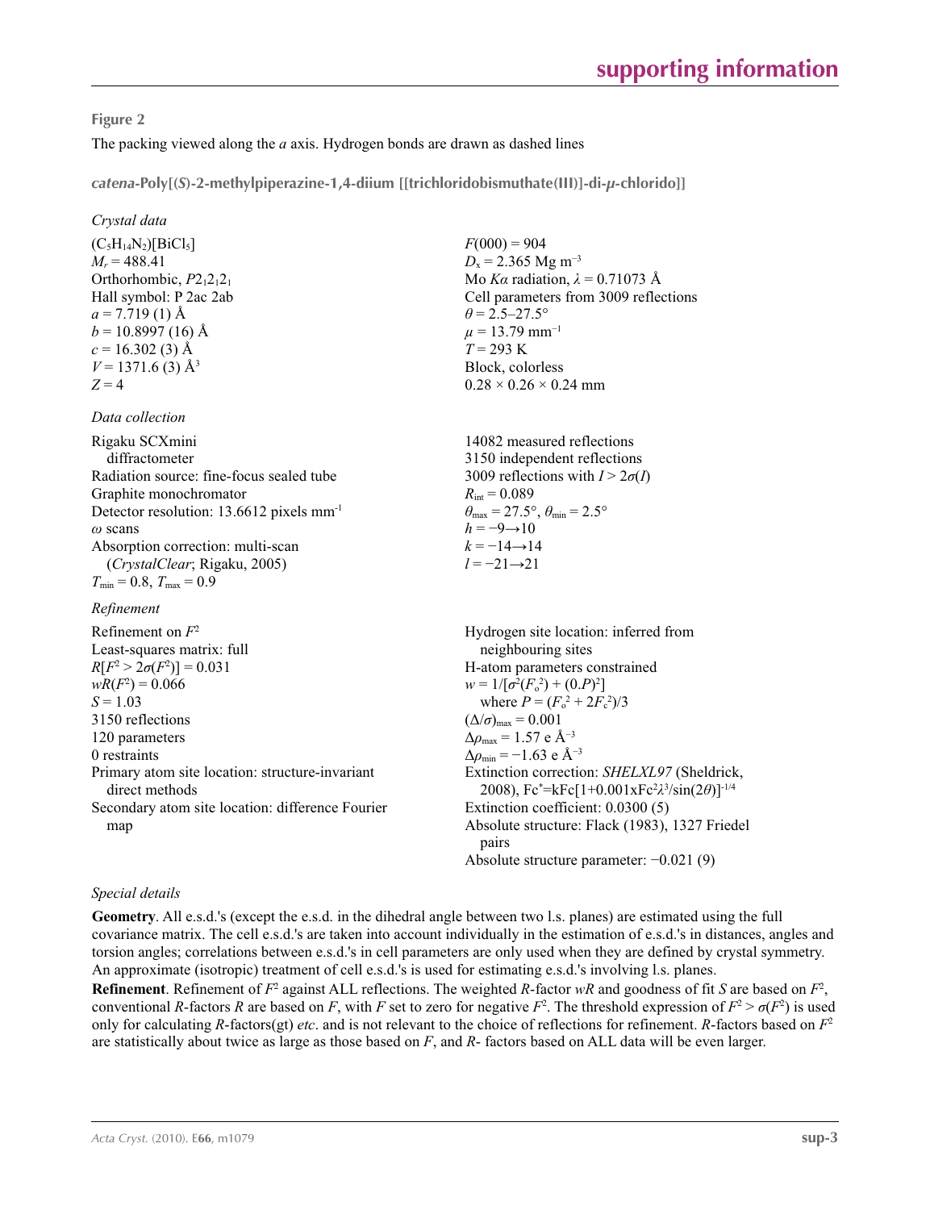**Figure 2**

The packing viewed along the *a* axis. Hydrogen bonds are drawn as dashed lines

***catena*-Poly[(*S*)-2-methylpiperazine-1,4-diium [[trichloridobismuthate(III)]-di-μ-chlorido]]**

*Crystal data*

$(C_5H_{14}N_2)[BiCl_5]$
$M_r = 488.41$
Orthorhombic, $P2_12_12_1$
Hall symbol: P 2ac 2ab
$a = 7.719$ (1) Å
$b = 10.8997$ (16) Å
$c = 16.302$ (3) Å
$V = 1371.6$ (3) Å$^3$
$Z = 4$
$F(000) = 904$
$D_x = 2.365$ Mg m$^{-3}$
Mo $K\alpha$ radiation, $\lambda = 0.71073$ Å
Cell parameters from 3009 reflections
$\theta = 2.5$–$27.5°$
$\mu = 13.79$ mm$^{-1}$
$T = 293$ K
Block, colorless
0.28 × 0.26 × 0.24 mm

*Data collection*

Rigaku SCXmini diffractometer
Radiation source: fine-focus sealed tube
Graphite monochromator
Detector resolution: 13.6612 pixels mm$^{-1}$
$\omega$ scans
Absorption correction: multi-scan (*CrystalClear*; Rigaku, 2005)
$T_{min} = 0.8$, $T_{max} = 0.9$
14082 measured reflections
3150 independent reflections
3009 reflections with $I > 2\sigma(I)$
$R_{int} = 0.089$
$\theta_{max} = 27.5°$, $\theta_{min} = 2.5°$
$h = -9 \rightarrow 10$
$k = -14 \rightarrow 14$
$l = -21 \rightarrow 21$

*Refinement*

Refinement on $F^2$
Least-squares matrix: full
$R[F^2 > 2\sigma(F^2)] = 0.031$
$wR(F^2) = 0.066$
$S = 1.03$
3150 reflections
120 parameters
0 restraints
Primary atom site location: structure-invariant direct methods
Secondary atom site location: difference Fourier map
Hydrogen site location: inferred from neighbouring sites
H-atom parameters constrained
$w = 1/[\sigma^2(F_o^2) + (0.P)^2]$
where $P = (F_o^2 + 2F_c^2)/3$
$(\Delta/\sigma)_{max} = 0.001$
$\Delta\rho_{max} = 1.57$ e Å$^{-3}$
$\Delta\rho_{min} = -1.63$ e Å$^{-3}$
Extinction correction: *SHELXL97* (Sheldrick, 2008), $Fc^*=kFc[1+0.001xFc^2\lambda^3/\sin(2\theta)]^{-1/4}$
Extinction coefficient: 0.0300 (5)
Absolute structure: Flack (1983), 1327 Friedel pairs
Absolute structure parameter: −0.021 (9)

*Special details*

**Geometry**. All e.s.d.'s (except the e.s.d. in the dihedral angle between two l.s. planes) are estimated using the full covariance matrix. The cell e.s.d.'s are taken into account individually in the estimation of e.s.d.'s in distances, angles and torsion angles; correlations between e.s.d.'s in cell parameters are only used when they are defined by crystal symmetry. An approximate (isotropic) treatment of cell e.s.d.'s is used for estimating e.s.d.'s involving l.s. planes.

**Refinement**. Refinement of $F^2$ against ALL reflections. The weighted $R$-factor $wR$ and goodness of fit $S$ are based on $F^2$, conventional $R$-factors $R$ are based on $F$, with $F$ set to zero for negative $F^2$. The threshold expression of $F^2 > \sigma(F^2)$ is used only for calculating $R$-factors(gt) *etc*. and is not relevant to the choice of reflections for refinement. $R$-factors based on $F^2$ are statistically about twice as large as those based on $F$, and $R$- factors based on ALL data will be even larger.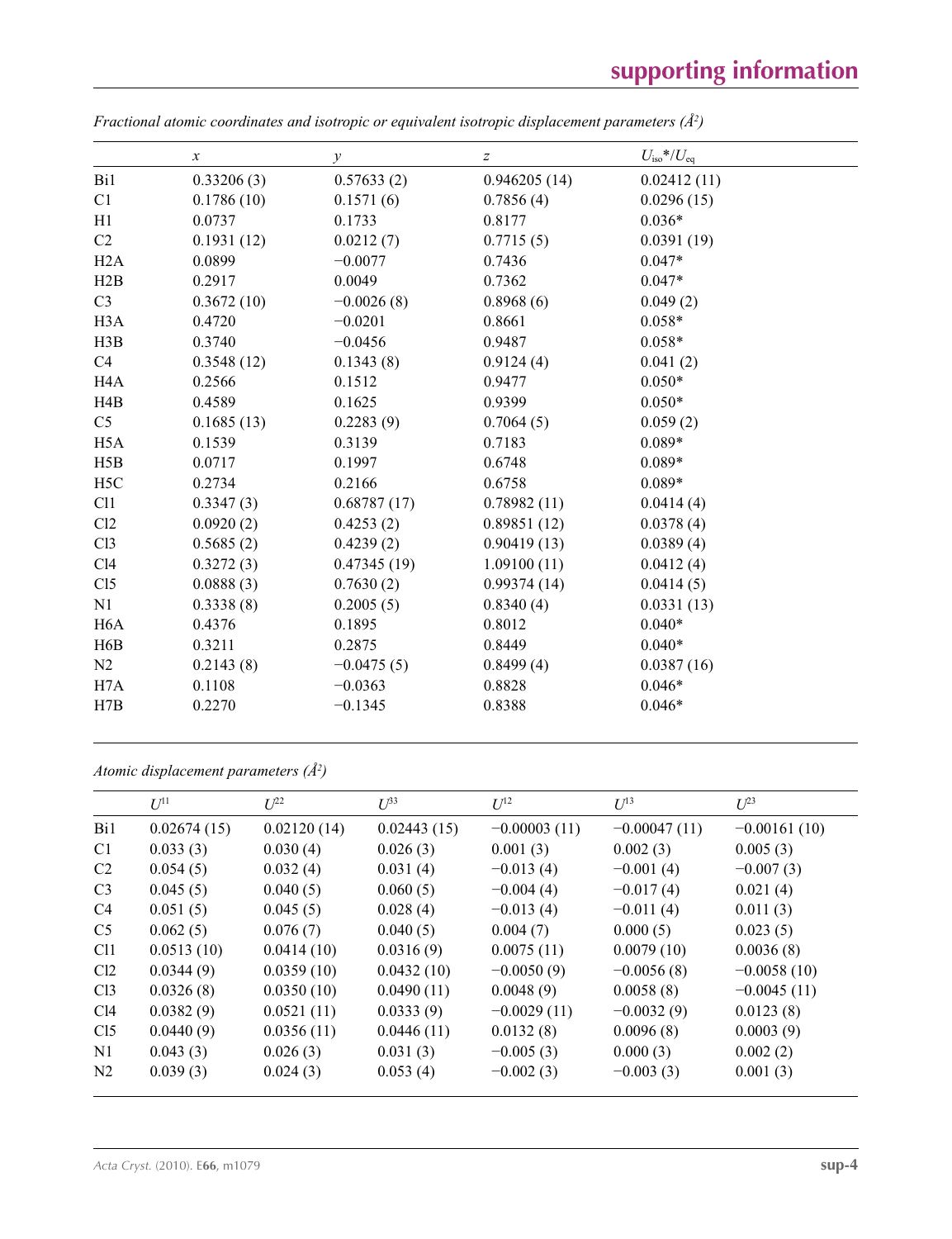*Fractional atomic coordinates and isotropic or equivalent isotropic displacement parameters (Å²)*

| | *x* | *y* | *z* | $U_{iso}$*/$U_{eq}$ |
|---|---|---|---|---|
| Bi1 | 0.33206 (3) | 0.57633 (2) | 0.946205 (14) | 0.02412 (11) |
| C1 | 0.1786 (10) | 0.1571 (6) | 0.7856 (4) | 0.0296 (15) |
| H1 | 0.0737 | 0.1733 | 0.8177 | 0.036* |
| C2 | 0.1931 (12) | 0.0212 (7) | 0.7715 (5) | 0.0391 (19) |
| H2A | 0.0899 | −0.0077 | 0.7436 | 0.047* |
| H2B | 0.2917 | 0.0049 | 0.7362 | 0.047* |
| C3 | 0.3672 (10) | −0.0026 (8) | 0.8968 (6) | 0.049 (2) |
| H3A | 0.4720 | −0.0201 | 0.8661 | 0.058* |
| H3B | 0.3740 | −0.0456 | 0.9487 | 0.058* |
| C4 | 0.3548 (12) | 0.1343 (8) | 0.9124 (4) | 0.041 (2) |
| H4A | 0.2566 | 0.1512 | 0.9477 | 0.050* |
| H4B | 0.4589 | 0.1625 | 0.9399 | 0.050* |
| C5 | 0.1685 (13) | 0.2283 (9) | 0.7064 (5) | 0.059 (2) |
| H5A | 0.1539 | 0.3139 | 0.7183 | 0.089* |
| H5B | 0.0717 | 0.1997 | 0.6748 | 0.089* |
| H5C | 0.2734 | 0.2166 | 0.6758 | 0.089* |
| Cl1 | 0.3347 (3) | 0.68787 (17) | 0.78982 (11) | 0.0414 (4) |
| Cl2 | 0.0920 (2) | 0.4253 (2) | 0.89851 (12) | 0.0378 (4) |
| Cl3 | 0.5685 (2) | 0.4239 (2) | 0.90419 (13) | 0.0389 (4) |
| Cl4 | 0.3272 (3) | 0.47345 (19) | 1.09100 (11) | 0.0412 (4) |
| Cl5 | 0.0888 (3) | 0.7630 (2) | 0.99374 (14) | 0.0414 (5) |
| N1 | 0.3338 (8) | 0.2005 (5) | 0.8340 (4) | 0.0331 (13) |
| H6A | 0.4376 | 0.1895 | 0.8012 | 0.040* |
| H6B | 0.3211 | 0.2875 | 0.8449 | 0.040* |
| N2 | 0.2143 (8) | −0.0475 (5) | 0.8499 (4) | 0.0387 (16) |
| H7A | 0.1108 | −0.0363 | 0.8828 | 0.046* |
| H7B | 0.2270 | −0.1345 | 0.8388 | 0.046* |

*Atomic displacement parameters (Å²)*

| | $U^{11}$ | $U^{22}$ | $U^{33}$ | $U^{12}$ | $U^{13}$ | $U^{23}$ |
|---|---|---|---|---|---|---|
| Bi1 | 0.02674 (15) | 0.02120 (14) | 0.02443 (15) | −0.00003 (11) | −0.00047 (11) | −0.00161 (10) |
| C1 | 0.033 (3) | 0.030 (4) | 0.026 (3) | 0.001 (3) | 0.002 (3) | 0.005 (3) |
| C2 | 0.054 (5) | 0.032 (4) | 0.031 (4) | −0.013 (4) | −0.001 (4) | −0.007 (3) |
| C3 | 0.045 (5) | 0.040 (5) | 0.060 (5) | −0.004 (4) | −0.017 (4) | 0.021 (4) |
| C4 | 0.051 (5) | 0.045 (5) | 0.028 (4) | −0.013 (4) | −0.011 (4) | 0.011 (3) |
| C5 | 0.062 (5) | 0.076 (7) | 0.040 (5) | 0.004 (7) | 0.000 (5) | 0.023 (5) |
| Cl1 | 0.0513 (10) | 0.0414 (10) | 0.0316 (9) | 0.0075 (11) | 0.0079 (10) | 0.0036 (8) |
| Cl2 | 0.0344 (9) | 0.0359 (10) | 0.0432 (10) | −0.0050 (9) | −0.0056 (8) | −0.0058 (10) |
| Cl3 | 0.0326 (8) | 0.0350 (10) | 0.0490 (11) | 0.0048 (9) | 0.0058 (8) | −0.0045 (11) |
| Cl4 | 0.0382 (9) | 0.0521 (11) | 0.0333 (9) | −0.0029 (11) | −0.0032 (9) | 0.0123 (8) |
| Cl5 | 0.0440 (9) | 0.0356 (11) | 0.0446 (11) | 0.0132 (8) | 0.0096 (8) | 0.0003 (9) |
| N1 | 0.043 (3) | 0.026 (3) | 0.031 (3) | −0.005 (3) | 0.000 (3) | 0.002 (2) |
| N2 | 0.039 (3) | 0.024 (3) | 0.053 (4) | −0.002 (3) | −0.003 (3) | 0.001 (3) |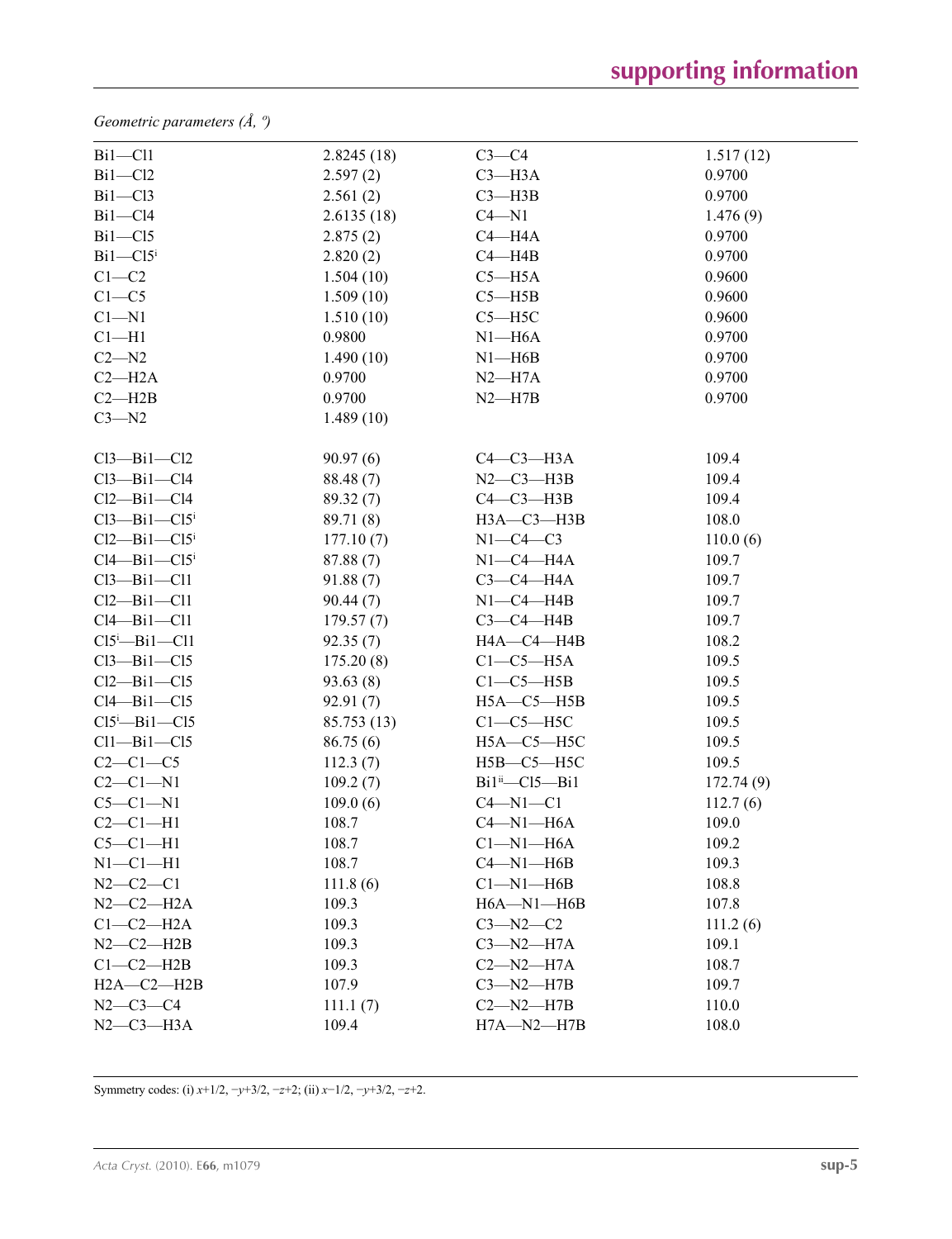*Geometric parameters (Å, º)*

| | | | |
|---|---|---|---|
| Bi1—Cl1 | 2.8245 (18) | C3—C4 | 1.517 (12) |
| Bi1—Cl2 | 2.597 (2) | C3—H3A | 0.9700 |
| Bi1—Cl3 | 2.561 (2) | C3—H3B | 0.9700 |
| Bi1—Cl4 | 2.6135 (18) | C4—N1 | 1.476 (9) |
| Bi1—Cl5 | 2.875 (2) | C4—H4A | 0.9700 |
| Bi1—Cl5$^{i}$ | 2.820 (2) | C4—H4B | 0.9700 |
| C1—C2 | 1.504 (10) | C5—H5A | 0.9600 |
| C1—C5 | 1.509 (10) | C5—H5B | 0.9600 |
| C1—N1 | 1.510 (10) | C5—H5C | 0.9600 |
| C1—H1 | 0.9800 | N1—H6A | 0.9700 |
| C2—N2 | 1.490 (10) | N1—H6B | 0.9700 |
| C2—H2A | 0.9700 | N2—H7A | 0.9700 |
| C2—H2B | 0.9700 | N2—H7B | 0.9700 |
| C3—N2 | 1.489 (10) | | |
| | | | |
| Cl3—Bi1—Cl2 | 90.97 (6) | C4—C3—H3A | 109.4 |
| Cl3—Bi1—Cl4 | 88.48 (7) | N2—C3—H3B | 109.4 |
| Cl2—Bi1—Cl4 | 89.32 (7) | C4—C3—H3B | 109.4 |
| Cl3—Bi1—Cl5$^{i}$ | 89.71 (8) | H3A—C3—H3B | 108.0 |
| Cl2—Bi1—Cl5$^{i}$ | 177.10 (7) | N1—C4—C3 | 110.0 (6) |
| Cl4—Bi1—Cl5$^{i}$ | 87.88 (7) | N1—C4—H4A | 109.7 |
| Cl3—Bi1—Cl1 | 91.88 (7) | C3—C4—H4A | 109.7 |
| Cl2—Bi1—Cl1 | 90.44 (7) | N1—C4—H4B | 109.7 |
| Cl4—Bi1—Cl1 | 179.57 (7) | C3—C4—H4B | 109.7 |
| Cl5$^{i}$—Bi1—Cl1 | 92.35 (7) | H4A—C4—H4B | 108.2 |
| Cl3—Bi1—Cl5 | 175.20 (8) | C1—C5—H5A | 109.5 |
| Cl2—Bi1—Cl5 | 93.63 (8) | C1—C5—H5B | 109.5 |
| Cl4—Bi1—Cl5 | 92.91 (7) | H5A—C5—H5B | 109.5 |
| Cl5$^{i}$—Bi1—Cl5 | 85.753 (13) | C1—C5—H5C | 109.5 |
| Cl1—Bi1—Cl5 | 86.75 (6) | H5A—C5—H5C | 109.5 |
| C2—C1—C5 | 112.3 (7) | H5B—C5—H5C | 109.5 |
| C2—C1—N1 | 109.2 (7) | Bi1$^{ii}$—Cl5—Bi1 | 172.74 (9) |
| C5—C1—N1 | 109.0 (6) | C4—N1—C1 | 112.7 (6) |
| C2—C1—H1 | 108.7 | C4—N1—H6A | 109.0 |
| C5—C1—H1 | 108.7 | C1—N1—H6A | 109.2 |
| N1—C1—H1 | 108.7 | C4—N1—H6B | 109.3 |
| N2—C2—C1 | 111.8 (6) | C1—N1—H6B | 108.8 |
| N2—C2—H2A | 109.3 | H6A—N1—H6B | 107.8 |
| C1—C2—H2A | 109.3 | C3—N2—C2 | 111.2 (6) |
| N2—C2—H2B | 109.3 | C3—N2—H7A | 109.1 |
| C1—C2—H2B | 109.3 | C2—N2—H7A | 108.7 |
| H2A—C2—H2B | 107.9 | C3—N2—H7B | 109.7 |
| N2—C3—C4 | 111.1 (7) | C2—N2—H7B | 110.0 |
| N2—C3—H3A | 109.4 | H7A—N2—H7B | 108.0 |

Symmetry codes: (i) $x+1/2, -y+3/2, -z+2$; (ii) $x-1/2, -y+3/2, -z+2$.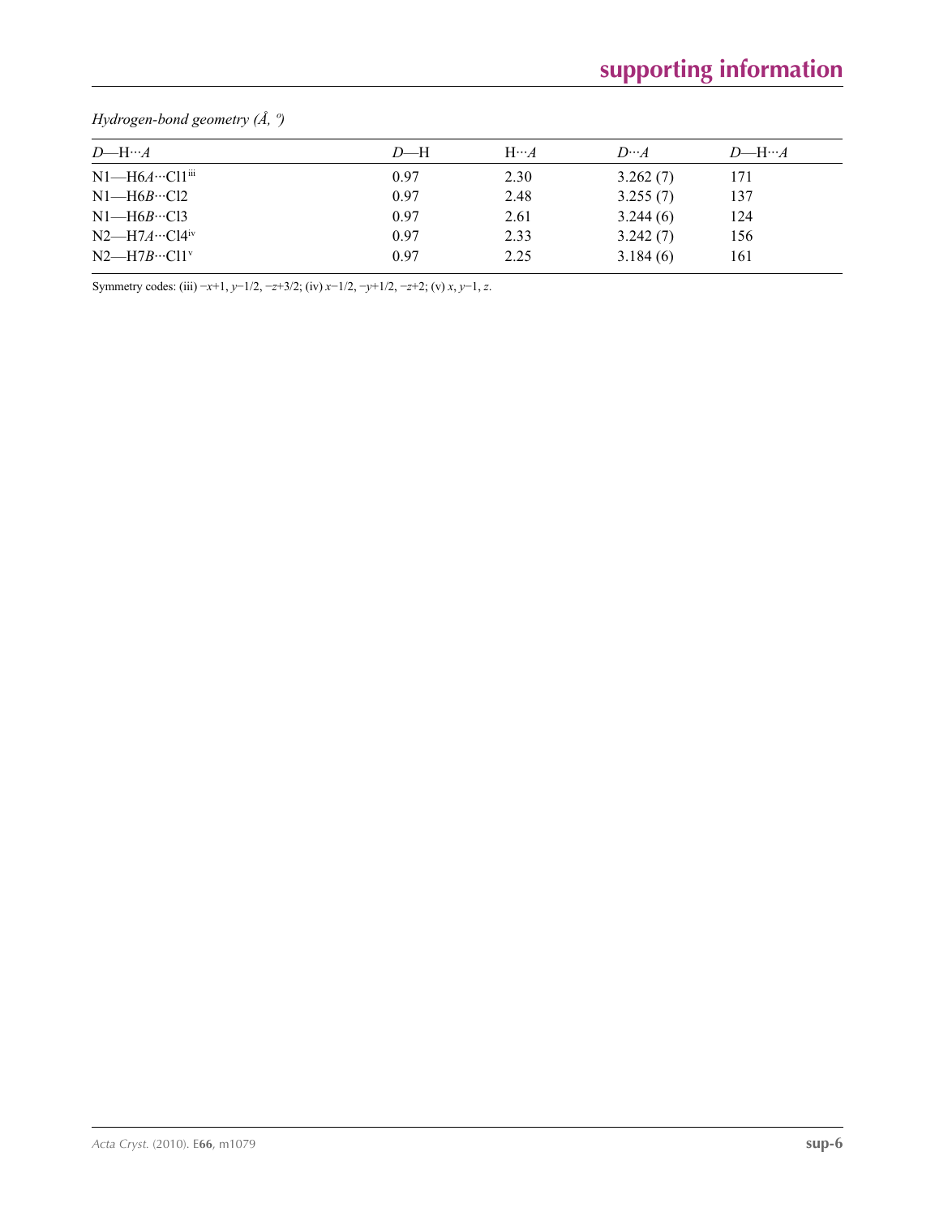*Hydrogen-bond geometry (Å, º)*

| *D*—H···*A* | *D*—H | H···*A* | *D*···*A* | *D*—H···*A* |
|---|---|---|---|---|
| N1—H6*A*···Cl1[iii] | 0.97 | 2.30 | 3.262 (7) | 171 |
| N1—H6*B*···Cl2 | 0.97 | 2.48 | 3.255 (7) | 137 |
| N1—H6*B*···Cl3 | 0.97 | 2.61 | 3.244 (6) | 124 |
| N2—H7*A*···Cl4[iv] | 0.97 | 2.33 | 3.242 (7) | 156 |
| N2—H7*B*···Cl1[v] | 0.97 | 2.25 | 3.184 (6) | 161 |

Symmetry codes: (iii) $-x+1$, $y-1/2$, $-z+3/2$; (iv) $x-1/2$, $-y+1/2$, $-z+2$; (v) $x$, $y-1$, $z$.